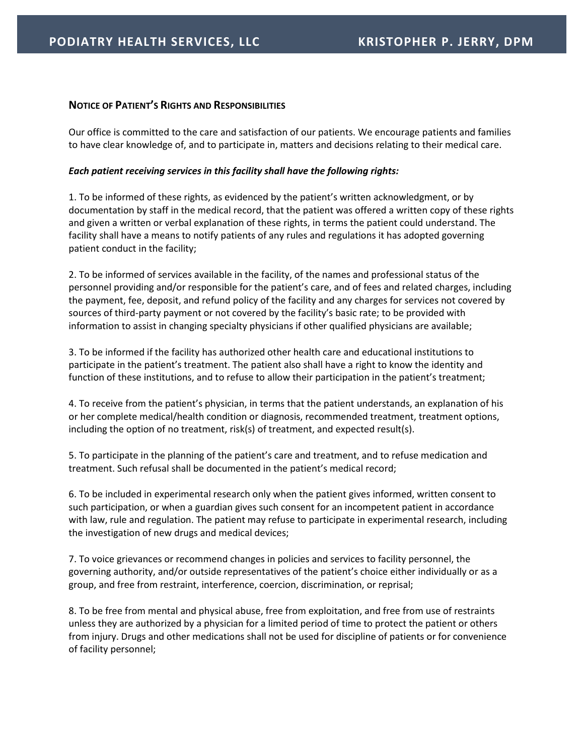## Notice of Patient's Rights and Responsibilities

Our office is committed to the care and satisfaction of our patients. We encourage patients and families to have clear knowledge of, and to participate in, matters and decisions relating to their medical care.

***Each patient receiving services in this facility shall have the following rights:***

1. To be informed of these rights, as evidenced by the patient's written acknowledgment, or by documentation by staff in the medical record, that the patient was offered a written copy of these rights and given a written or verbal explanation of these rights, in terms the patient could understand. The facility shall have a means to notify patients of any rules and regulations it has adopted governing patient conduct in the facility;

2. To be informed of services available in the facility, of the names and professional status of the personnel providing and/or responsible for the patient's care, and of fees and related charges, including the payment, fee, deposit, and refund policy of the facility and any charges for services not covered by sources of third-party payment or not covered by the facility's basic rate; to be provided with information to assist in changing specialty physicians if other qualified physicians are available;

3. To be informed if the facility has authorized other health care and educational institutions to participate in the patient's treatment. The patient also shall have a right to know the identity and function of these institutions, and to refuse to allow their participation in the patient's treatment;

4. To receive from the patient's physician, in terms that the patient understands, an explanation of his or her complete medical/health condition or diagnosis, recommended treatment, treatment options, including the option of no treatment, risk(s) of treatment, and expected result(s).

5. To participate in the planning of the patient's care and treatment, and to refuse medication and treatment. Such refusal shall be documented in the patient's medical record;

6. To be included in experimental research only when the patient gives informed, written consent to such participation, or when a guardian gives such consent for an incompetent patient in accordance with law, rule and regulation. The patient may refuse to participate in experimental research, including the investigation of new drugs and medical devices;

7. To voice grievances or recommend changes in policies and services to facility personnel, the governing authority, and/or outside representatives of the patient's choice either individually or as a group, and free from restraint, interference, coercion, discrimination, or reprisal;

8. To be free from mental and physical abuse, free from exploitation, and free from use of restraints unless they are authorized by a physician for a limited period of time to protect the patient or others from injury. Drugs and other medications shall not be used for discipline of patients or for convenience of facility personnel;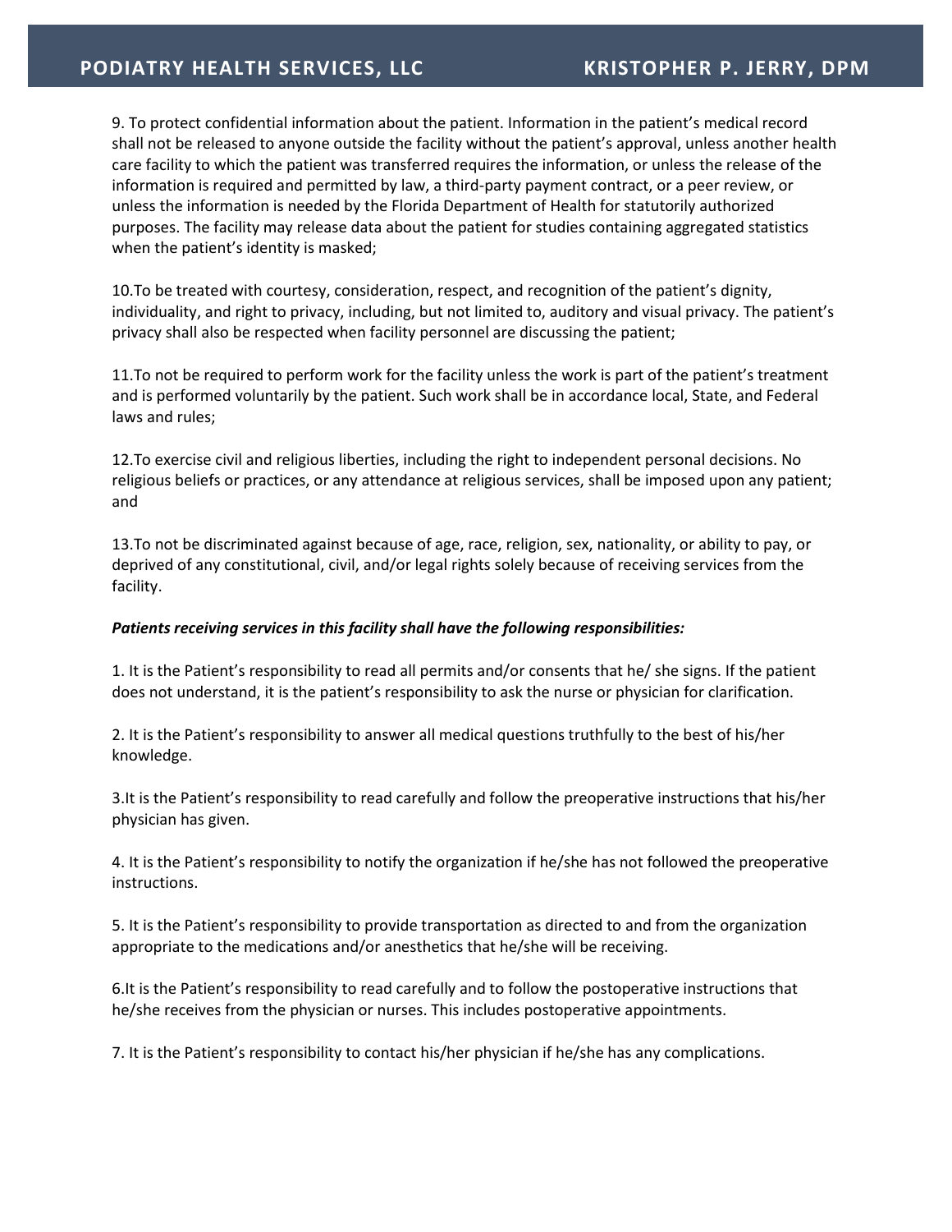9. To protect confidential information about the patient. Information in the patient's medical record shall not be released to anyone outside the facility without the patient's approval, unless another health care facility to which the patient was transferred requires the information, or unless the release of the information is required and permitted by law, a third-party payment contract, or a peer review, or unless the information is needed by the Florida Department of Health for statutorily authorized purposes. The facility may release data about the patient for studies containing aggregated statistics when the patient's identity is masked;

10.To be treated with courtesy, consideration, respect, and recognition of the patient's dignity, individuality, and right to privacy, including, but not limited to, auditory and visual privacy. The patient's privacy shall also be respected when facility personnel are discussing the patient;

11.To not be required to perform work for the facility unless the work is part of the patient's treatment and is performed voluntarily by the patient. Such work shall be in accordance local, State, and Federal laws and rules;

12.To exercise civil and religious liberties, including the right to independent personal decisions. No religious beliefs or practices, or any attendance at religious services, shall be imposed upon any patient; and

13.To not be discriminated against because of age, race, religion, sex, nationality, or ability to pay, or deprived of any constitutional, civil, and/or legal rights solely because of receiving services from the facility.

***Patients receiving services in this facility shall have the following responsibilities:***

1. It is the Patient's responsibility to read all permits and/or consents that he/ she signs. If the patient does not understand, it is the patient's responsibility to ask the nurse or physician for clarification.

2. It is the Patient's responsibility to answer all medical questions truthfully to the best of his/her knowledge.

3.It is the Patient's responsibility to read carefully and follow the preoperative instructions that his/her physician has given.

4. It is the Patient's responsibility to notify the organization if he/she has not followed the preoperative instructions.

5. It is the Patient's responsibility to provide transportation as directed to and from the organization appropriate to the medications and/or anesthetics that he/she will be receiving.

6.It is the Patient's responsibility to read carefully and to follow the postoperative instructions that he/she receives from the physician or nurses. This includes postoperative appointments.

7. It is the Patient's responsibility to contact his/her physician if he/she has any complications.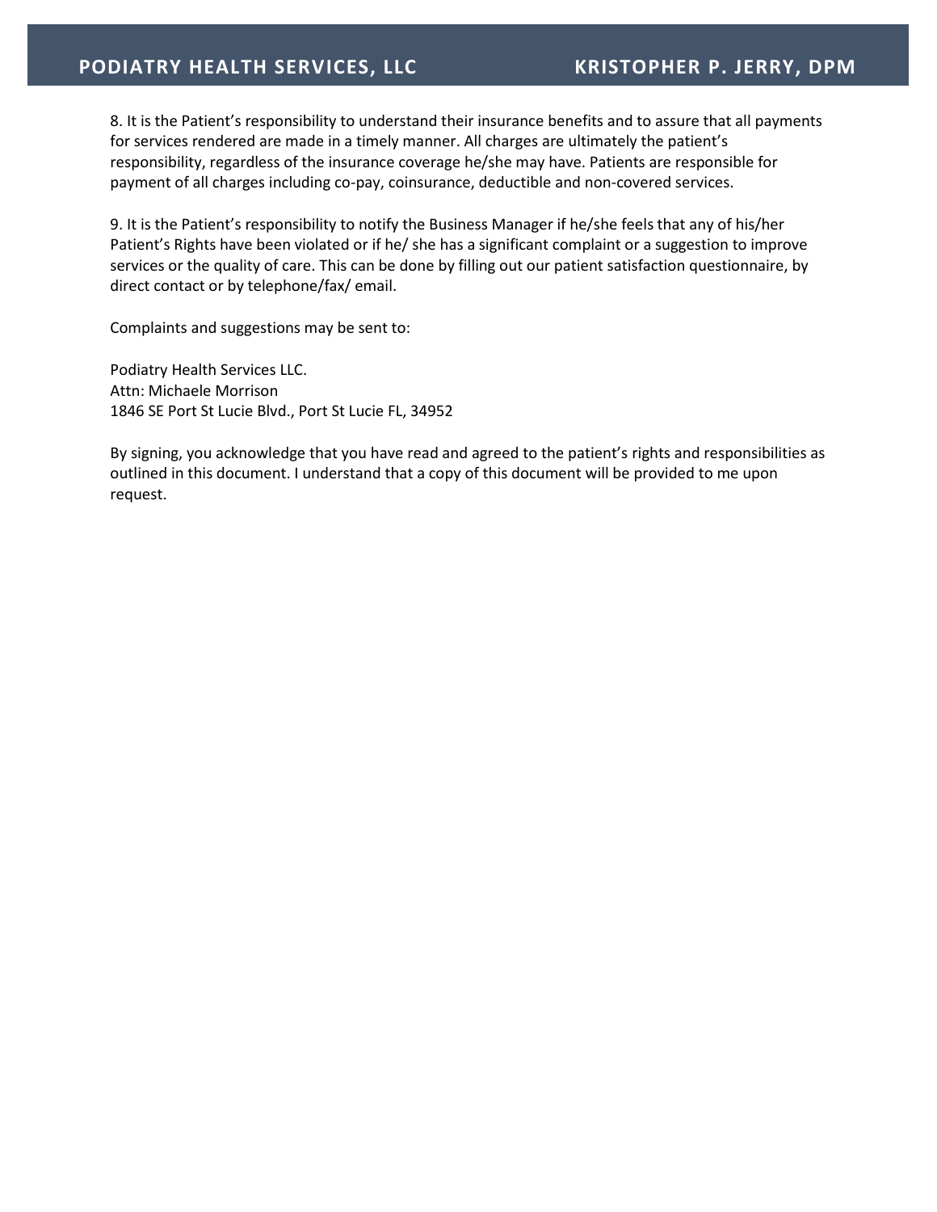8. It is the Patient's responsibility to understand their insurance benefits and to assure that all payments for services rendered are made in a timely manner. All charges are ultimately the patient's responsibility, regardless of the insurance coverage he/she may have. Patients are responsible for payment of all charges including co-pay, coinsurance, deductible and non-covered services.

9. It is the Patient's responsibility to notify the Business Manager if he/she feels that any of his/her Patient's Rights have been violated or if he/ she has a significant complaint or a suggestion to improve services or the quality of care. This can be done by filling out our patient satisfaction questionnaire, by direct contact or by telephone/fax/ email.

Complaints and suggestions may be sent to:

Podiatry Health Services LLC.
Attn: Michaele Morrison
1846 SE Port St Lucie Blvd., Port St Lucie FL, 34952

By signing, you acknowledge that you have read and agreed to the patient's rights and responsibilities as outlined in this document. I understand that a copy of this document will be provided to me upon request.